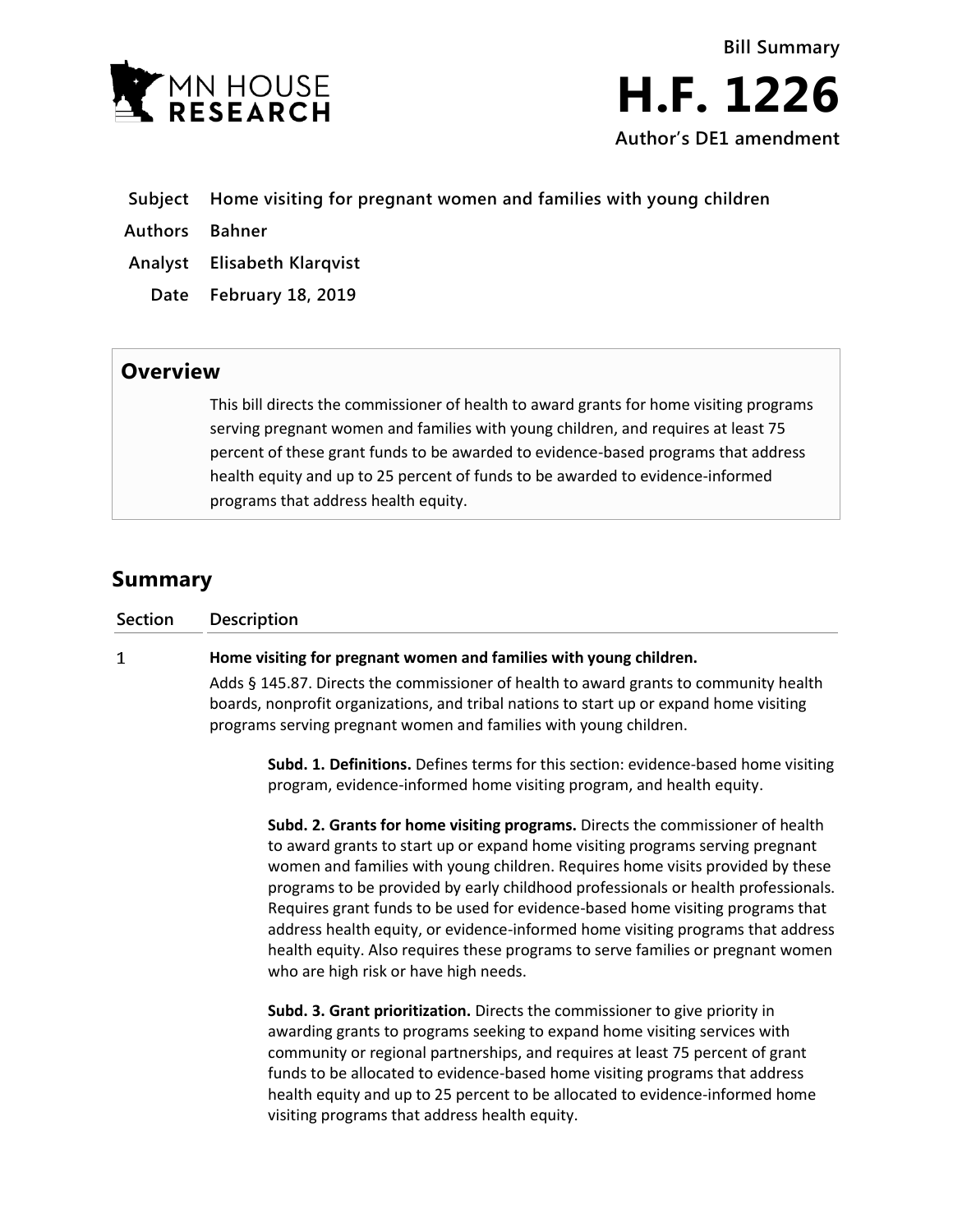MN HOUSE RESEARCH

**Bill Summary**

# H.F. 1226

**Author's DE1 amendment**

| | |
|---|---|
| **Subject** | **Home visiting for pregnant women and families with young children** |
| **Authors** | **Bahner** |
| **Analyst** | **Elisabeth Klarqvist** |
| **Date** | **February 18, 2019** |

## Overview

This bill directs the commissioner of health to award grants for home visiting programs serving pregnant women and families with young children, and requires at least 75 percent of these grant funds to be awarded to evidence-based programs that address health equity and up to 25 percent of funds to be awarded to evidence-informed programs that address health equity.

## Summary

| Section | Description |
|---|---|
| 1 | **Home visiting for pregnant women and families with young children.** |

Adds § 145.87. Directs the commissioner of health to award grants to community health boards, nonprofit organizations, and tribal nations to start up or expand home visiting programs serving pregnant women and families with young children.

**Subd. 1. Definitions.** Defines terms for this section: evidence-based home visiting program, evidence-informed home visiting program, and health equity.

**Subd. 2. Grants for home visiting programs.** Directs the commissioner of health to award grants to start up or expand home visiting programs serving pregnant women and families with young children. Requires home visits provided by these programs to be provided by early childhood professionals or health professionals. Requires grant funds to be used for evidence-based home visiting programs that address health equity, or evidence-informed home visiting programs that address health equity. Also requires these programs to serve families or pregnant women who are high risk or have high needs.

**Subd. 3. Grant prioritization.** Directs the commissioner to give priority in awarding grants to programs seeking to expand home visiting services with community or regional partnerships, and requires at least 75 percent of grant funds to be allocated to evidence-based home visiting programs that address health equity and up to 25 percent to be allocated to evidence-informed home visiting programs that address health equity.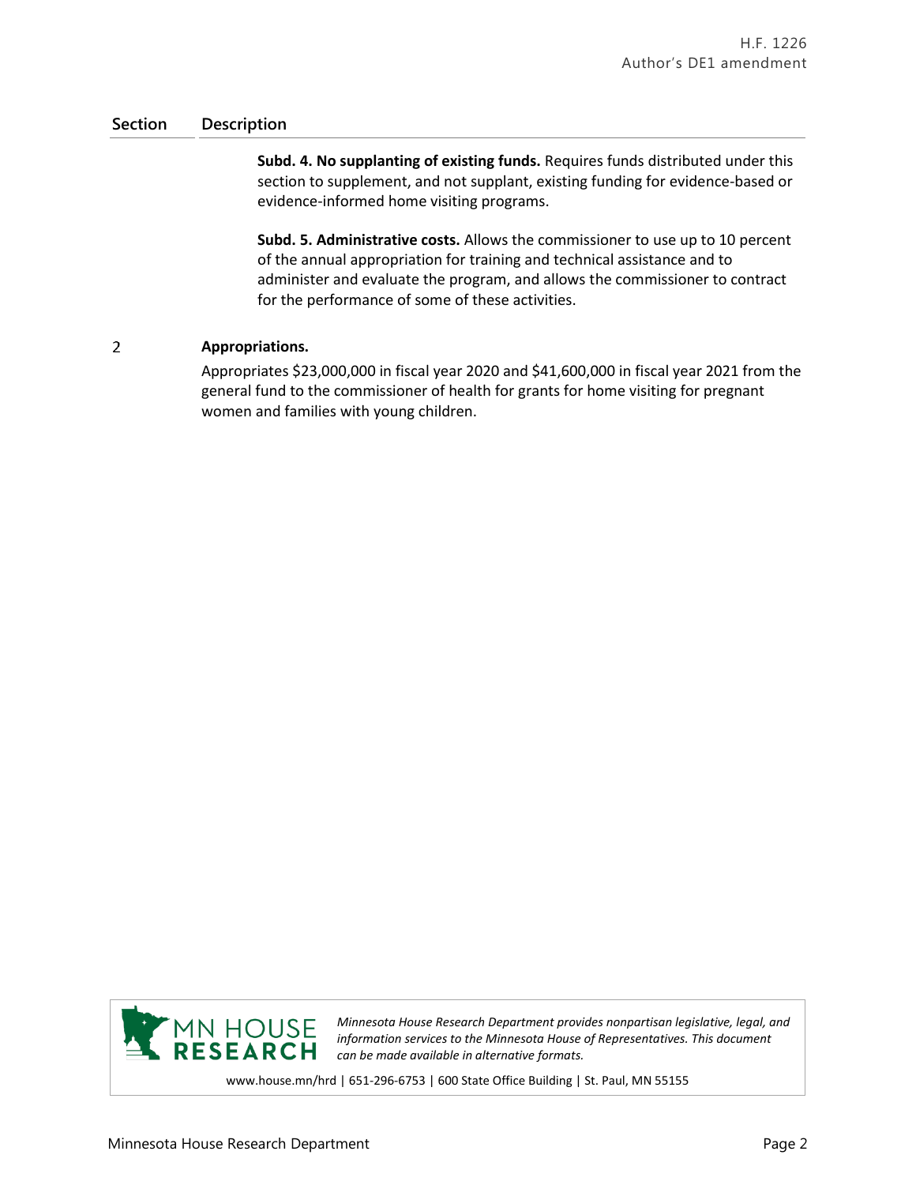| Section | Description |
|---|---|
| | **Subd. 4. No supplanting of existing funds.** Requires funds distributed under this section to supplement, and not supplant, existing funding for evidence-based or evidence-informed home visiting programs.<br><br>**Subd. 5. Administrative costs.** Allows the commissioner to use up to 10 percent of the annual appropriation for training and technical assistance and to administer and evaluate the program, and allows the commissioner to contract for the performance of some of these activities. |
| 2 | **Appropriations.**<br><br>Appropriates $23,000,000 in fiscal year 2020 and $41,600,000 in fiscal year 2021 from the general fund to the commissioner of health for grants for home visiting for pregnant women and families with young children. |

MN HOUSE RESEARCH

*Minnesota House Research Department provides nonpartisan legislative, legal, and information services to the Minnesota House of Representatives. This document can be made available in alternative formats.*

www.house.mn/hrd | 651-296-6753 | 600 State Office Building | St. Paul, MN 55155